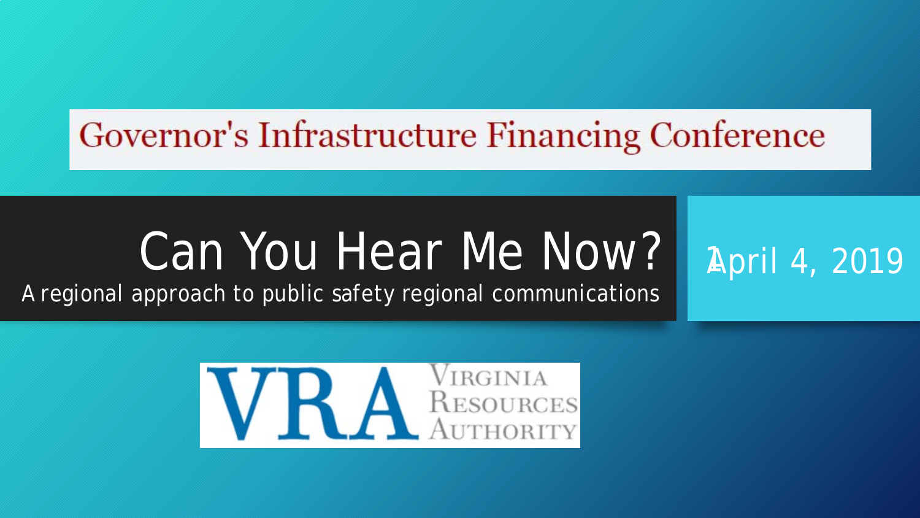Governor's Infrastructure Financing Conference

# Can You Hear Me Now?

A regional approach to public safety regional communications

April 4, 2019

VRA Virginia Resources Authority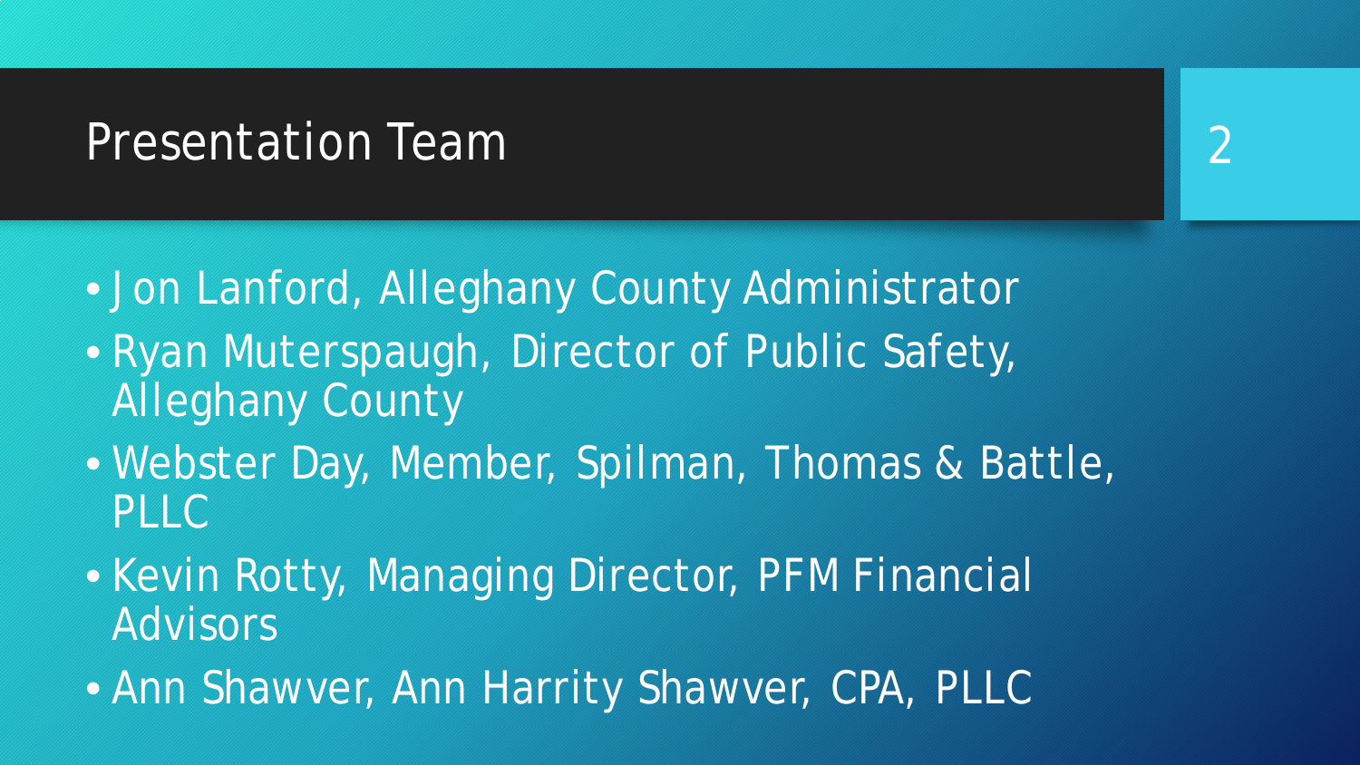# Presentation Team

- Jon Lanford, Alleghany County Administrator
- Ryan Muterspaugh, Director of Public Safety, Alleghany County
- Webster Day, Member, Spilman, Thomas & Battle, PLLC
- Kevin Rotty, Managing Director, PFM Financial Advisors
- Ann Shawver, Ann Harrity Shawver, CPA, PLLC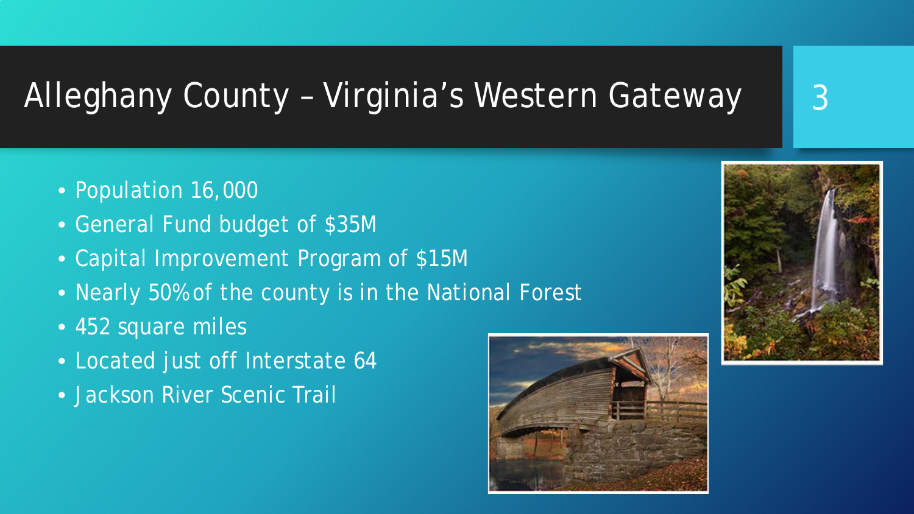# Alleghany County – Virginia's Western Gateway

- Population 16,000
- General Fund budget of $35M
- Capital Improvement Program of $15M
- Nearly 50% of the county is in the National Forest
- 452 square miles
- Located just off Interstate 64
- Jackson River Scenic Trail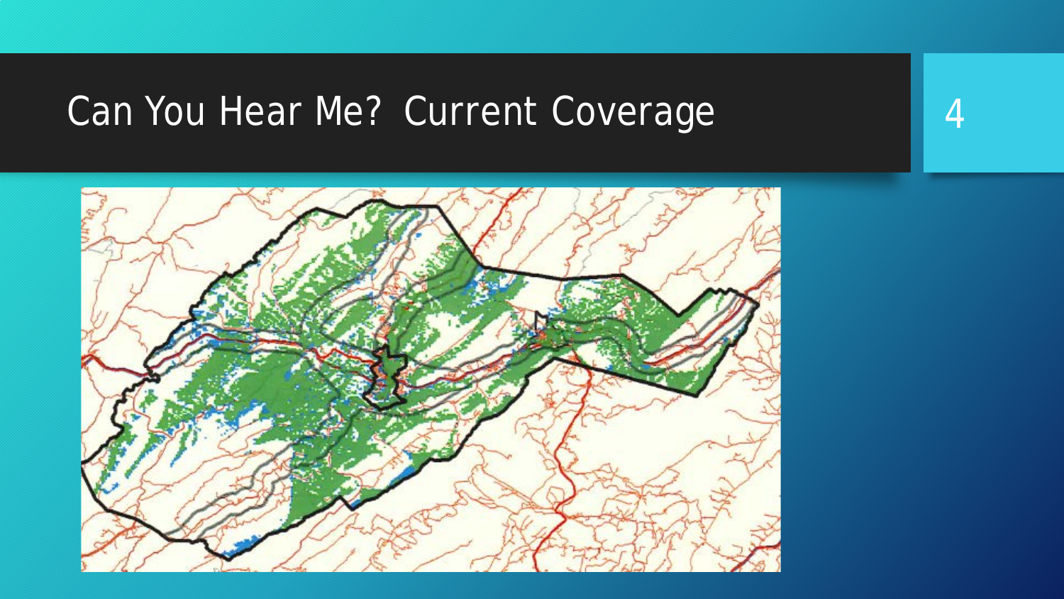# Can You Hear Me? Current Coverage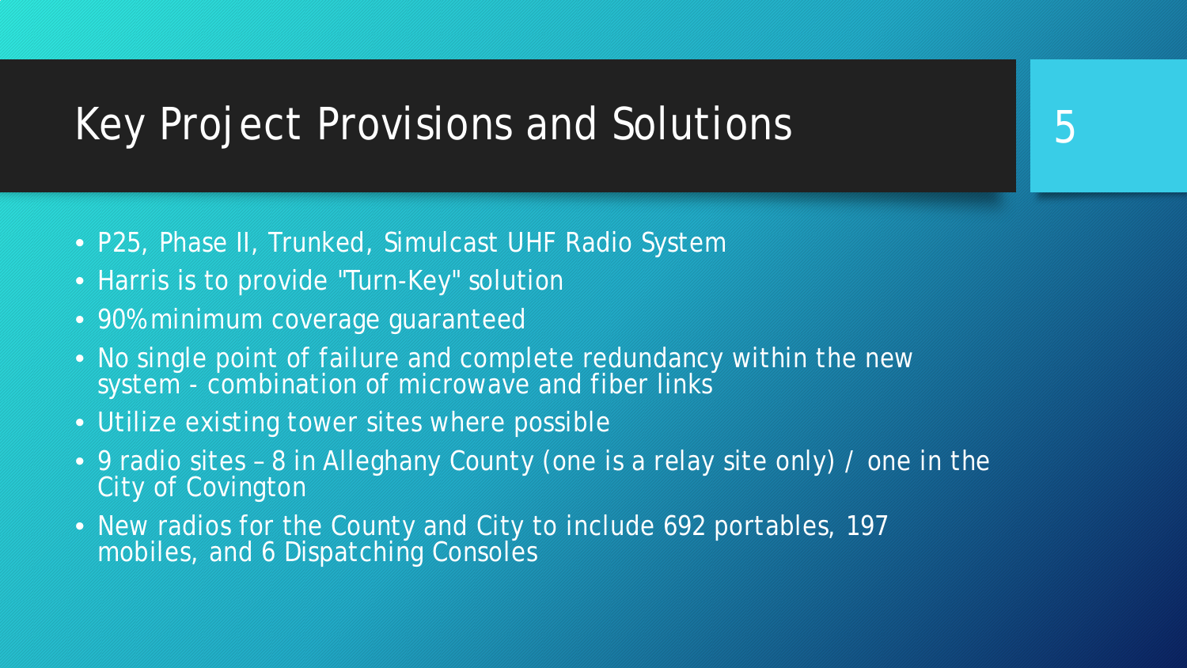# Key Project Provisions and Solutions

- P25, Phase II, Trunked, Simulcast UHF Radio System
- Harris is to provide "Turn-Key" solution
- 90% minimum coverage guaranteed
- No single point of failure and complete redundancy within the new system - combination of microwave and fiber links
- Utilize existing tower sites where possible
- 9 radio sites – 8 in Alleghany County (one is a relay site only) / one in the City of Covington
- New radios for the County and City to include 692 portables, 197 mobiles, and 6 Dispatching Consoles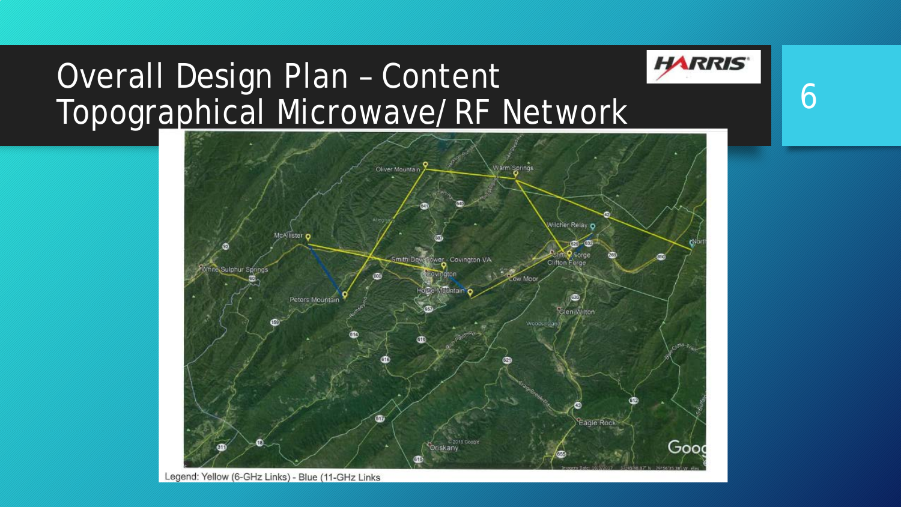# Overall Design Plan – Content Topographical Microwave/ RF Network

Legend: Yellow (6-GHz Links) - Blue (11-GHz Links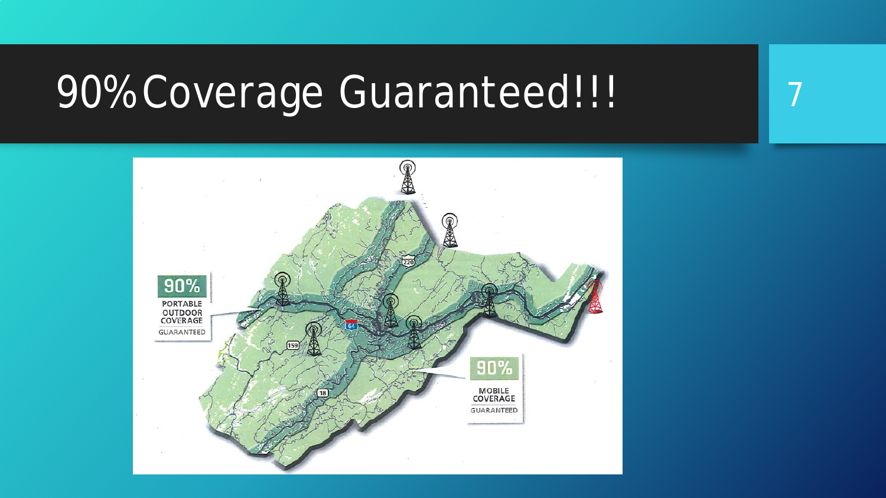# 90% Coverage Guaranteed!!!

90%
PORTABLE OUTDOOR COVERAGE
GUARANTEED

90%
MOBILE COVERAGE
GUARANTEED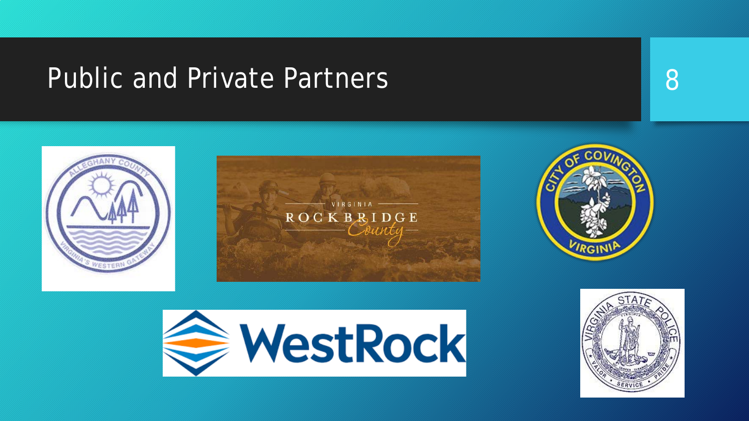# Public and Private Partners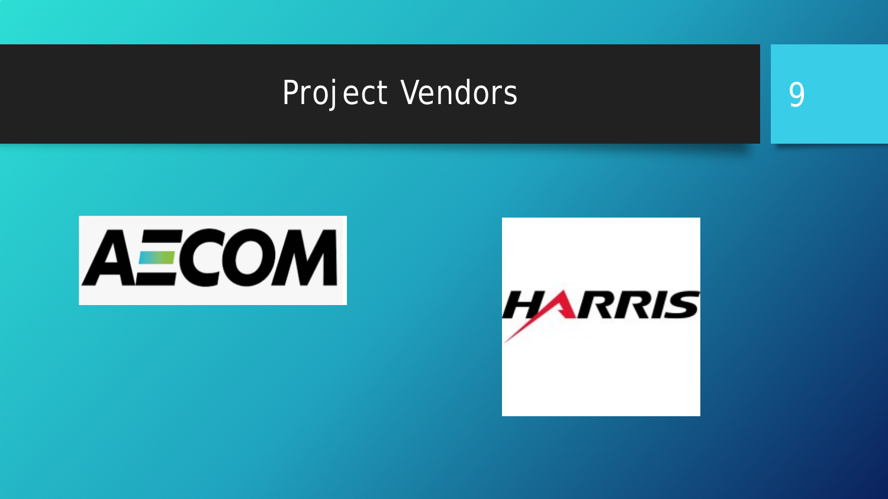# Project Vendors

AECOM

HARRIS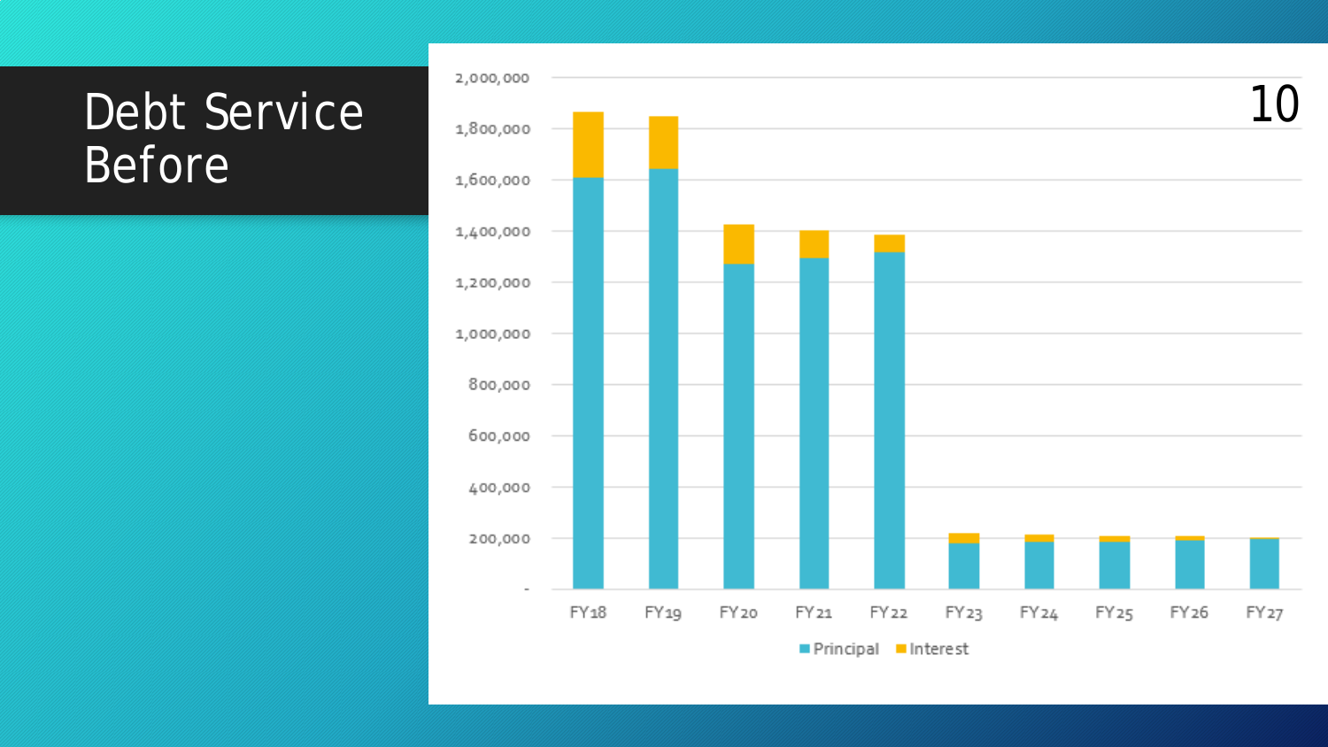# Debt Service Before

2,000,000
1,800,000
1,600,000
1,400,000
1,200,000
1,000,000
800,000
600,000
400,000
200,000
-

FY18 FY19 FY20 FY21 FY22 FY23 FY24 FY25 FY26 FY27

Principal Interest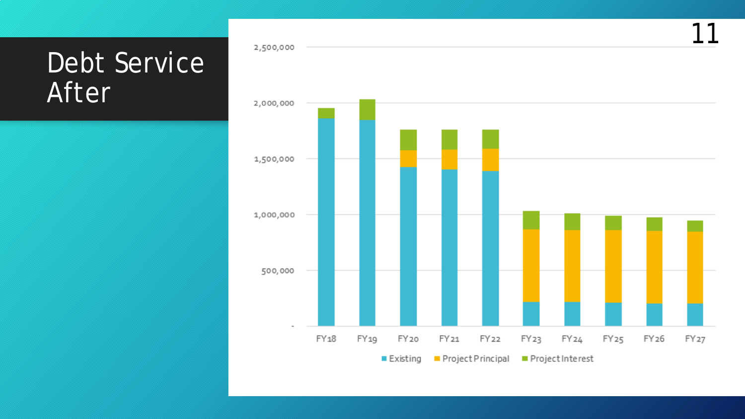# Debt Service After

2,500,000
2,000,000
1,500,000
1,000,000
500,000
-

FY18 FY19 FY20 FY21 FY22 FY23 FY24 FY25 FY26 FY27

Existing | Project Principal | Project Interest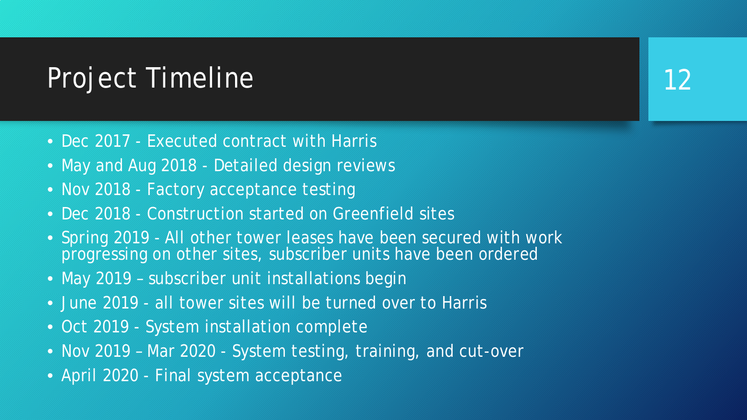# Project Timeline

- Dec 2017 - Executed contract with Harris
- May and Aug 2018 - Detailed design reviews
- Nov 2018 - Factory acceptance testing
- Dec 2018 - Construction started on Greenfield sites
- Spring 2019 - All other tower leases have been secured with work progressing on other sites, subscriber units have been ordered
- May 2019 – subscriber unit installations begin
- June 2019 - all tower sites will be turned over to Harris
- Oct 2019 - System installation complete
- Nov 2019 – Mar 2020 - System testing, training, and cut-over
- April 2020 - Final system acceptance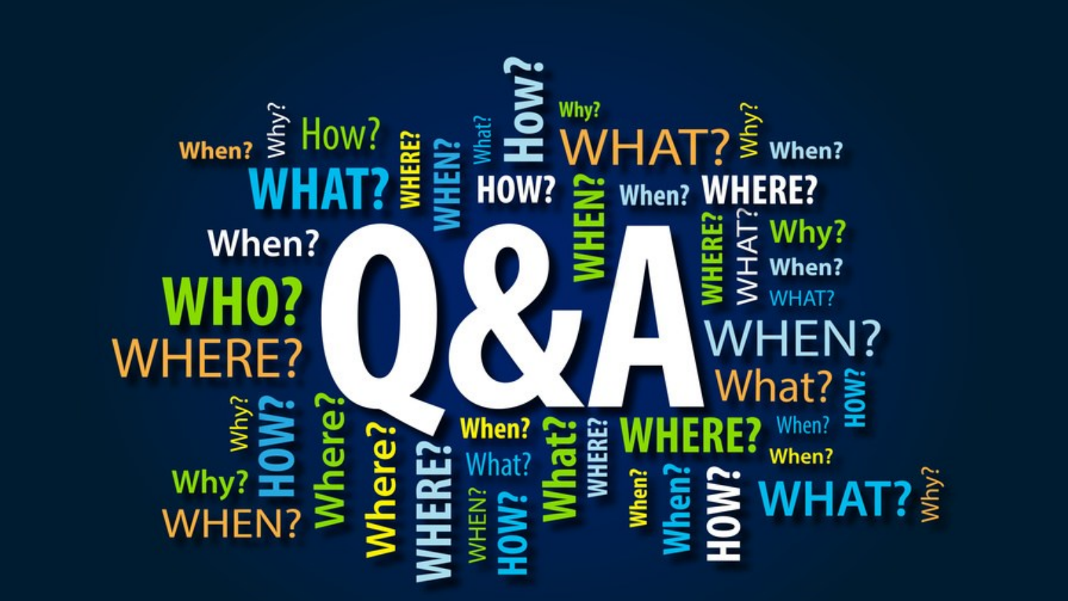# Q&A